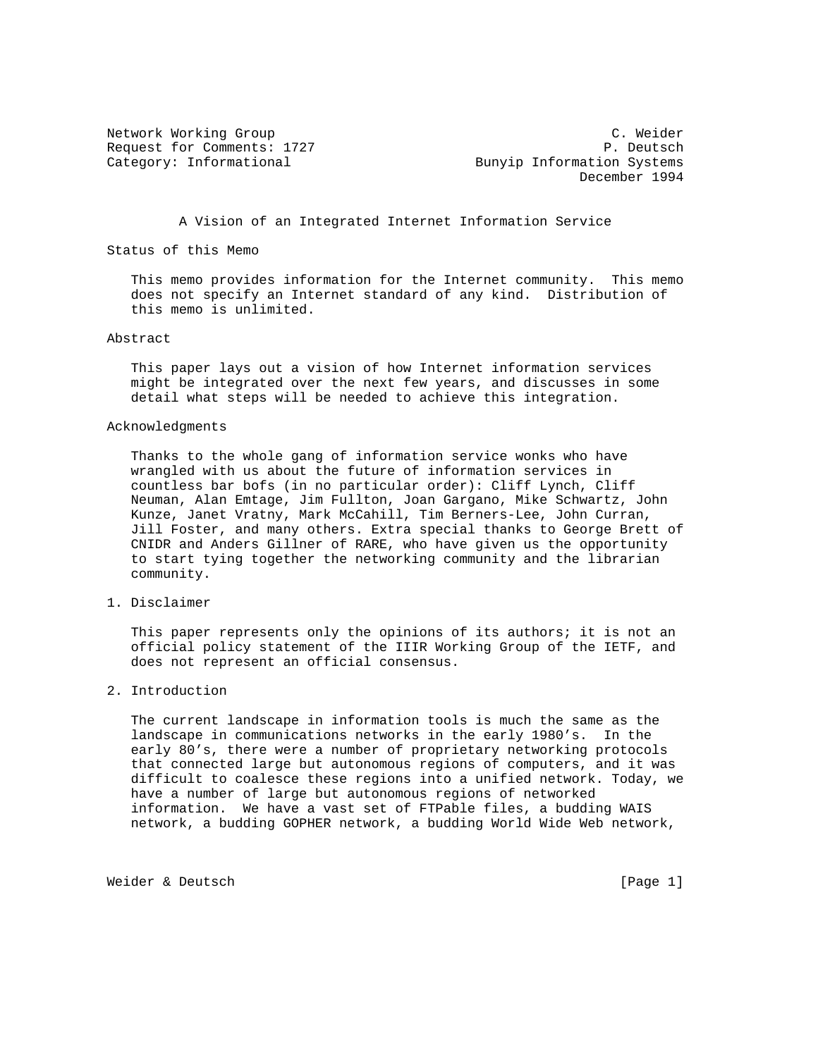Network Working Group                                          C. Weider
Request for Comments: 1727                                    P. Deutsch
Category: Informational                       Bunyip Information Systems
                                                           December 1994

# A Vision of an Integrated Internet Information Service

## Status of this Memo

This memo provides information for the Internet community. This memo does not specify an Internet standard of any kind. Distribution of this memo is unlimited.

## Abstract

This paper lays out a vision of how Internet information services might be integrated over the next few years, and discusses in some detail what steps will be needed to achieve this integration.

## Acknowledgments

Thanks to the whole gang of information service wonks who have wrangled with us about the future of information services in countless bar bofs (in no particular order): Cliff Lynch, Cliff Neuman, Alan Emtage, Jim Fullton, Joan Gargano, Mike Schwartz, John Kunze, Janet Vratny, Mark McCahill, Tim Berners-Lee, John Curran, Jill Foster, and many others. Extra special thanks to George Brett of CNIDR and Anders Gillner of RARE, who have given us the opportunity to start tying together the networking community and the librarian community.

## 1. Disclaimer

This paper represents only the opinions of its authors; it is not an official policy statement of the IIIR Working Group of the IETF, and does not represent an official consensus.

## 2. Introduction

The current landscape in information tools is much the same as the landscape in communications networks in the early 1980's. In the early 80's, there were a number of proprietary networking protocols that connected large but autonomous regions of computers, and it was difficult to coalesce these regions into a unified network. Today, we have a number of large but autonomous regions of networked information. We have a vast set of FTPable files, a budding WAIS network, a budding GOPHER network, a budding World Wide Web network,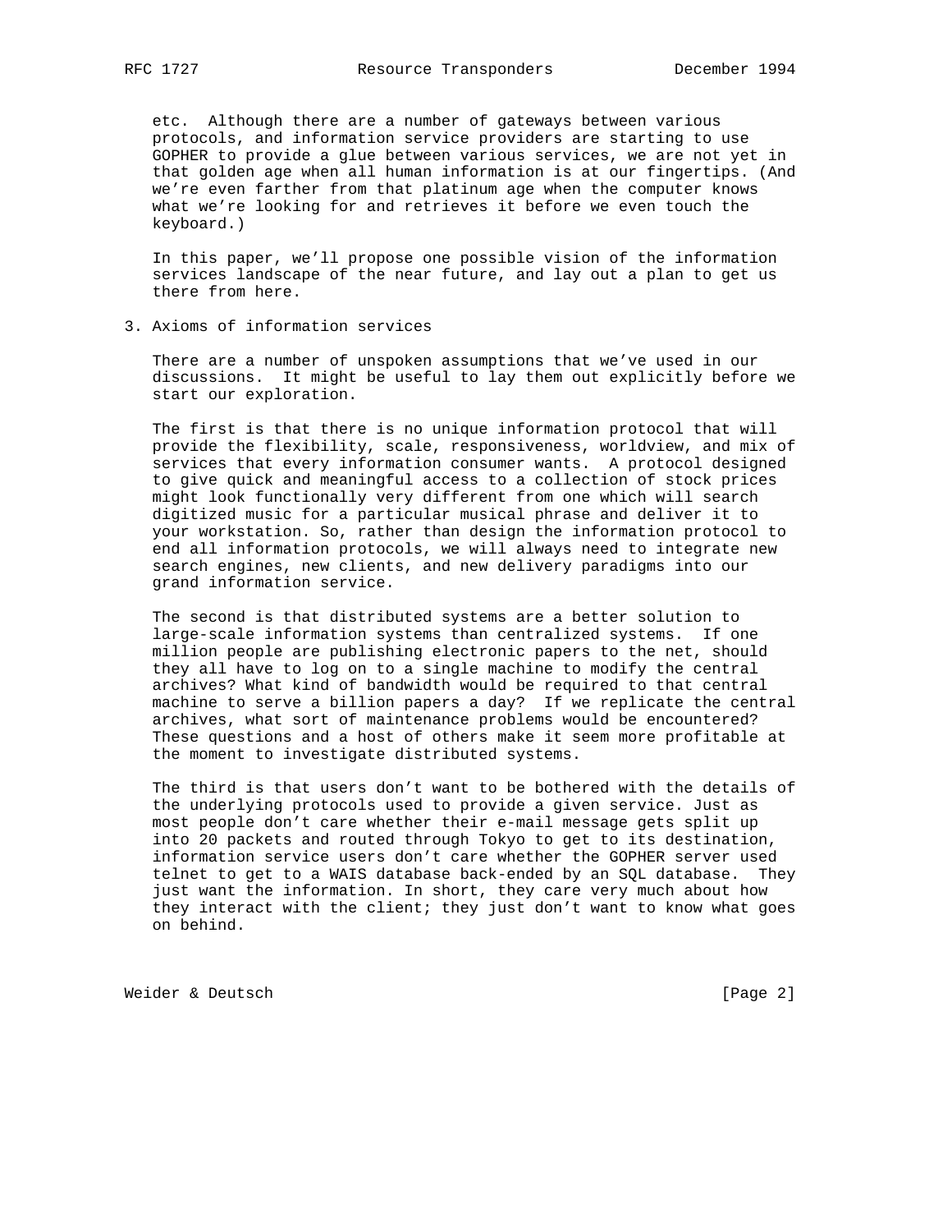etc. Although there are a number of gateways between various protocols, and information service providers are starting to use GOPHER to provide a glue between various services, we are not yet in that golden age when all human information is at our fingertips. (And we're even farther from that platinum age when the computer knows what we're looking for and retrieves it before we even touch the keyboard.)

In this paper, we'll propose one possible vision of the information services landscape of the near future, and lay out a plan to get us there from here.

## 3. Axioms of information services

There are a number of unspoken assumptions that we've used in our discussions. It might be useful to lay them out explicitly before we start our exploration.

The first is that there is no unique information protocol that will provide the flexibility, scale, responsiveness, worldview, and mix of services that every information consumer wants. A protocol designed to give quick and meaningful access to a collection of stock prices might look functionally very different from one which will search digitized music for a particular musical phrase and deliver it to your workstation. So, rather than design the information protocol to end all information protocols, we will always need to integrate new search engines, new clients, and new delivery paradigms into our grand information service.

The second is that distributed systems are a better solution to large-scale information systems than centralized systems. If one million people are publishing electronic papers to the net, should they all have to log on to a single machine to modify the central archives? What kind of bandwidth would be required to that central machine to serve a billion papers a day? If we replicate the central archives, what sort of maintenance problems would be encountered? These questions and a host of others make it seem more profitable at the moment to investigate distributed systems.

The third is that users don't want to be bothered with the details of the underlying protocols used to provide a given service. Just as most people don't care whether their e-mail message gets split up into 20 packets and routed through Tokyo to get to its destination, information service users don't care whether the GOPHER server used telnet to get to a WAIS database back-ended by an SQL database. They just want the information. In short, they care very much about how they interact with the client; they just don't want to know what goes on behind.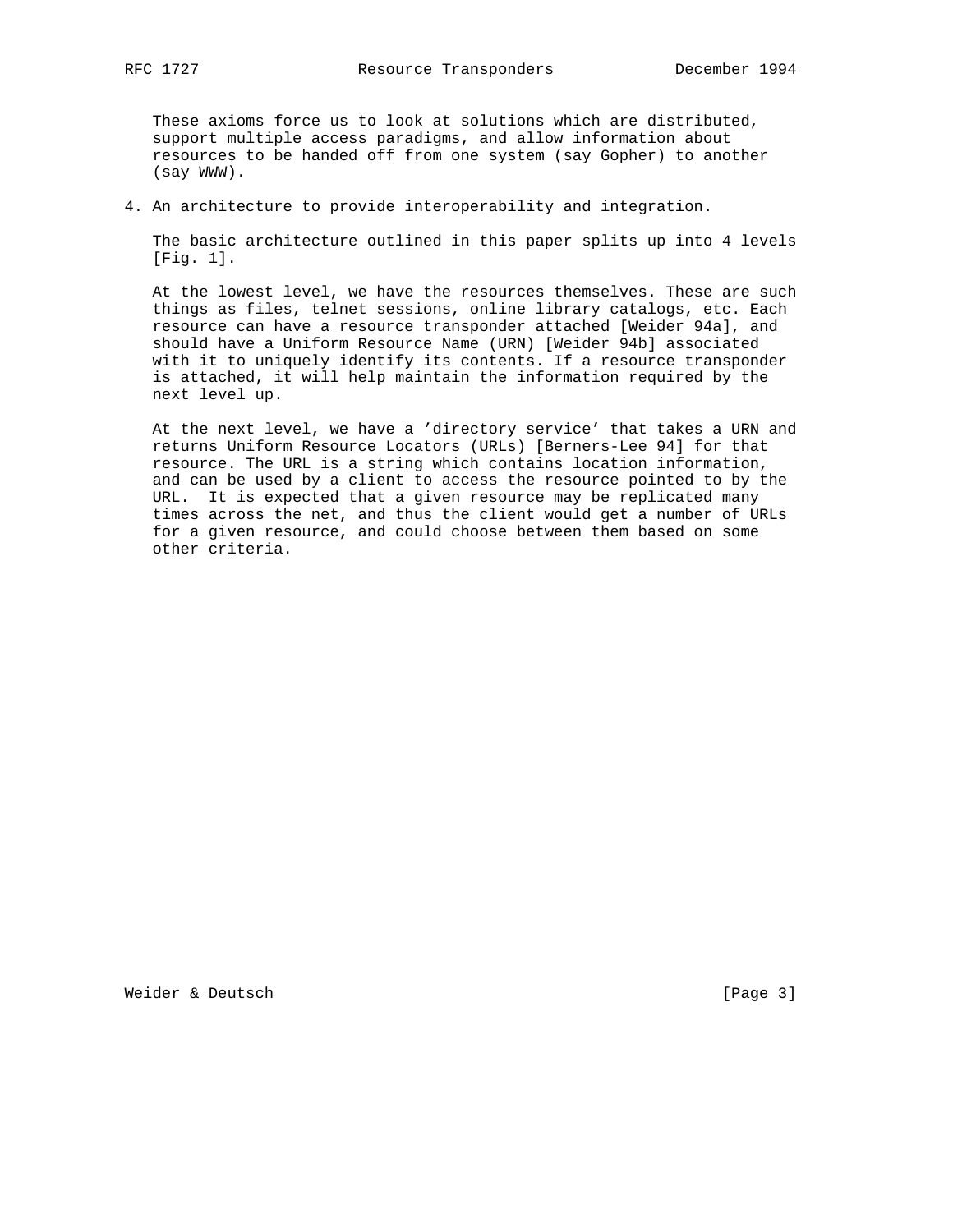These axioms force us to look at solutions which are distributed, support multiple access paradigms, and allow information about resources to be handed off from one system (say Gopher) to another (say WWW).

## 4. An architecture to provide interoperability and integration.

The basic architecture outlined in this paper splits up into 4 levels [Fig. 1].

At the lowest level, we have the resources themselves. These are such things as files, telnet sessions, online library catalogs, etc. Each resource can have a resource transponder attached [Weider 94a], and should have a Uniform Resource Name (URN) [Weider 94b] associated with it to uniquely identify its contents. If a resource transponder is attached, it will help maintain the information required by the next level up.

At the next level, we have a 'directory service' that takes a URN and returns Uniform Resource Locators (URLs) [Berners-Lee 94] for that resource. The URL is a string which contains location information, and can be used by a client to access the resource pointed to by the URL. It is expected that a given resource may be replicated many times across the net, and thus the client would get a number of URLs for a given resource, and could choose between them based on some other criteria.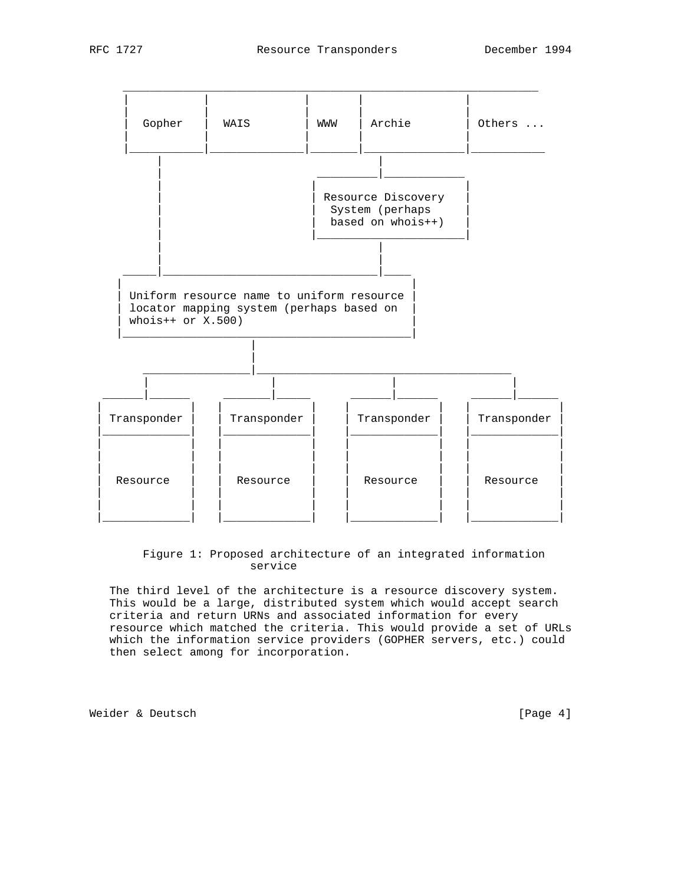```
 ________________________________________________________________
|           |               |        |                |
|  Gopher   |   WAIS        | WWW    | Archie         | Others ...
|           |               |        |                |
|___________|_______________|________|________________|___________
     |                                   |
     |                         __________|_____________
     |                        |                        |
     |                        | Resource Discovery     |
     |                        |  System (perhaps       |
     |                        |  based on whois++)     |
     |                        |________________________|
     |                                   |
     |                                   |
_____|___________________________________|_____
|                                              |
| Uniform resource name to uniform resource    |
| locator mapping system (perhaps based on     |
| whois++ or X.500)                            |
|______________________________________________|
                     |
                     |
  ___________________|________________________________________
   |                  |                  |                  |
 __|__________     ___|________     _____|______     _______|______
|             |   |             |  |             |  |             |
| Transponder |   | Transponder |  | Transponder |  | Transponder |
|_____________|   |_____________|  |_____________|  |_____________|
|             |   |             |  |             |  |             |
|             |   |             |  |             |  |             |
|  Resource   |   |  Resource   |  |  Resource   |  |  Resource   |
|             |   |             |  |             |  |             |
|_____________|   |_____________|  |_____________|  |_____________|
```

Figure 1: Proposed architecture of an integrated information service

The third level of the architecture is a resource discovery system. This would be a large, distributed system which would accept search criteria and return URNs and associated information for every resource which matched the criteria. This would provide a set of URLs which the information service providers (GOPHER servers, etc.) could then select among for incorporation.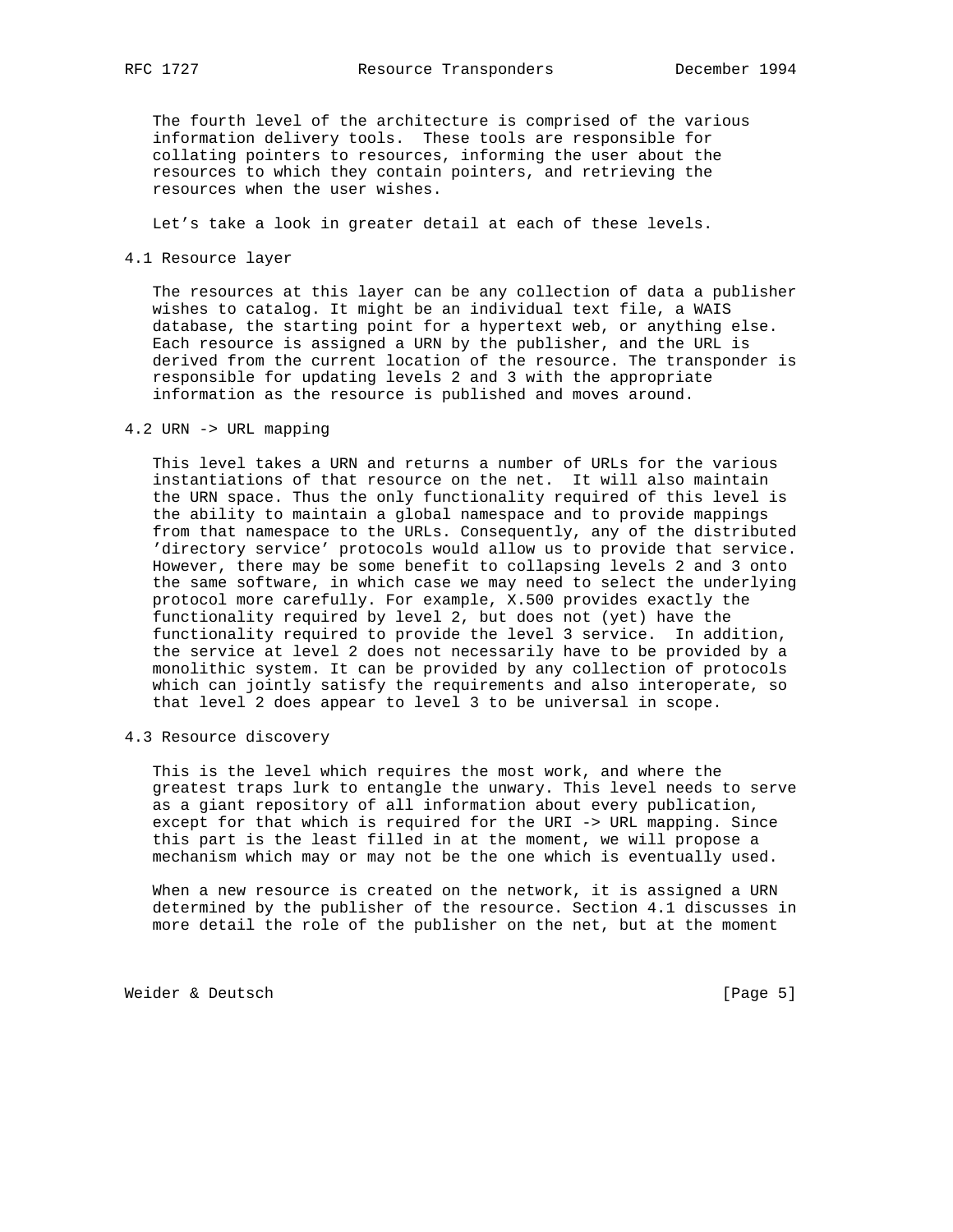The fourth level of the architecture is comprised of the various information delivery tools. These tools are responsible for collating pointers to resources, informing the user about the resources to which they contain pointers, and retrieving the resources when the user wishes.

Let’s take a look in greater detail at each of these levels.

### 4.1 Resource layer

The resources at this layer can be any collection of data a publisher wishes to catalog. It might be an individual text file, a WAIS database, the starting point for a hypertext web, or anything else. Each resource is assigned a URN by the publisher, and the URL is derived from the current location of the resource. The transponder is responsible for updating levels 2 and 3 with the appropriate information as the resource is published and moves around.

### 4.2 URN -> URL mapping

This level takes a URN and returns a number of URLs for the various instantiations of that resource on the net. It will also maintain the URN space. Thus the only functionality required of this level is the ability to maintain a global namespace and to provide mappings from that namespace to the URLs. Consequently, any of the distributed 'directory service' protocols would allow us to provide that service. However, there may be some benefit to collapsing levels 2 and 3 onto the same software, in which case we may need to select the underlying protocol more carefully. For example, X.500 provides exactly the functionality required by level 2, but does not (yet) have the functionality required to provide the level 3 service. In addition, the service at level 2 does not necessarily have to be provided by a monolithic system. It can be provided by any collection of protocols which can jointly satisfy the requirements and also interoperate, so that level 2 does appear to level 3 to be universal in scope.

### 4.3 Resource discovery

This is the level which requires the most work, and where the greatest traps lurk to entangle the unwary. This level needs to serve as a giant repository of all information about every publication, except for that which is required for the URI -> URL mapping. Since this part is the least filled in at the moment, we will propose a mechanism which may or may not be the one which is eventually used.

When a new resource is created on the network, it is assigned a URN determined by the publisher of the resource. Section 4.1 discusses in more detail the role of the publisher on the net, but at the moment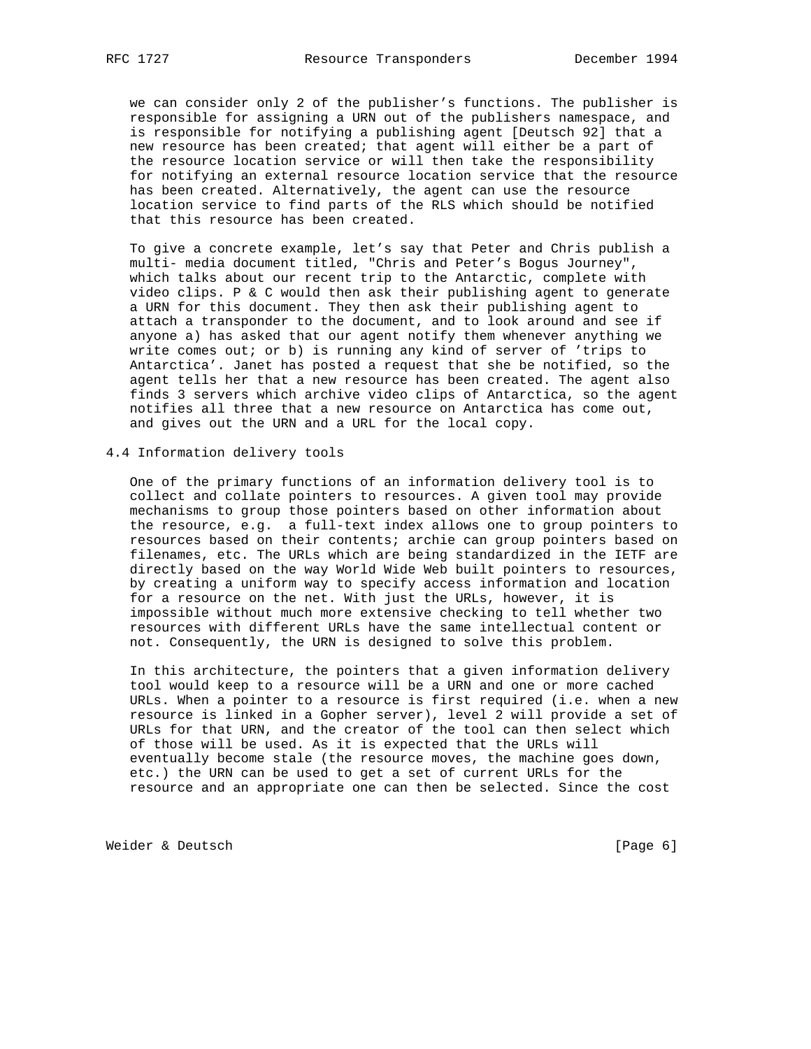we can consider only 2 of the publisher's functions. The publisher is responsible for assigning a URN out of the publishers namespace, and is responsible for notifying a publishing agent [Deutsch 92] that a new resource has been created; that agent will either be a part of the resource location service or will then take the responsibility for notifying an external resource location service that the resource has been created. Alternatively, the agent can use the resource location service to find parts of the RLS which should be notified that this resource has been created.

To give a concrete example, let's say that Peter and Chris publish a multi- media document titled, "Chris and Peter's Bogus Journey", which talks about our recent trip to the Antarctic, complete with video clips. P & C would then ask their publishing agent to generate a URN for this document. They then ask their publishing agent to attach a transponder to the document, and to look around and see if anyone a) has asked that our agent notify them whenever anything we write comes out; or b) is running any kind of server of 'trips to Antarctica'. Janet has posted a request that she be notified, so the agent tells her that a new resource has been created. The agent also finds 3 servers which archive video clips of Antarctica, so the agent notifies all three that a new resource on Antarctica has come out, and gives out the URN and a URL for the local copy.

### 4.4 Information delivery tools

One of the primary functions of an information delivery tool is to collect and collate pointers to resources. A given tool may provide mechanisms to group those pointers based on other information about the resource, e.g. a full-text index allows one to group pointers to resources based on their contents; archie can group pointers based on filenames, etc. The URLs which are being standardized in the IETF are directly based on the way World Wide Web built pointers to resources, by creating a uniform way to specify access information and location for a resource on the net. With just the URLs, however, it is impossible without much more extensive checking to tell whether two resources with different URLs have the same intellectual content or not. Consequently, the URN is designed to solve this problem.

In this architecture, the pointers that a given information delivery tool would keep to a resource will be a URN and one or more cached URLs. When a pointer to a resource is first required (i.e. when a new resource is linked in a Gopher server), level 2 will provide a set of URLs for that URN, and the creator of the tool can then select which of those will be used. As it is expected that the URLs will eventually become stale (the resource moves, the machine goes down, etc.) the URN can be used to get a set of current URLs for the resource and an appropriate one can then be selected. Since the cost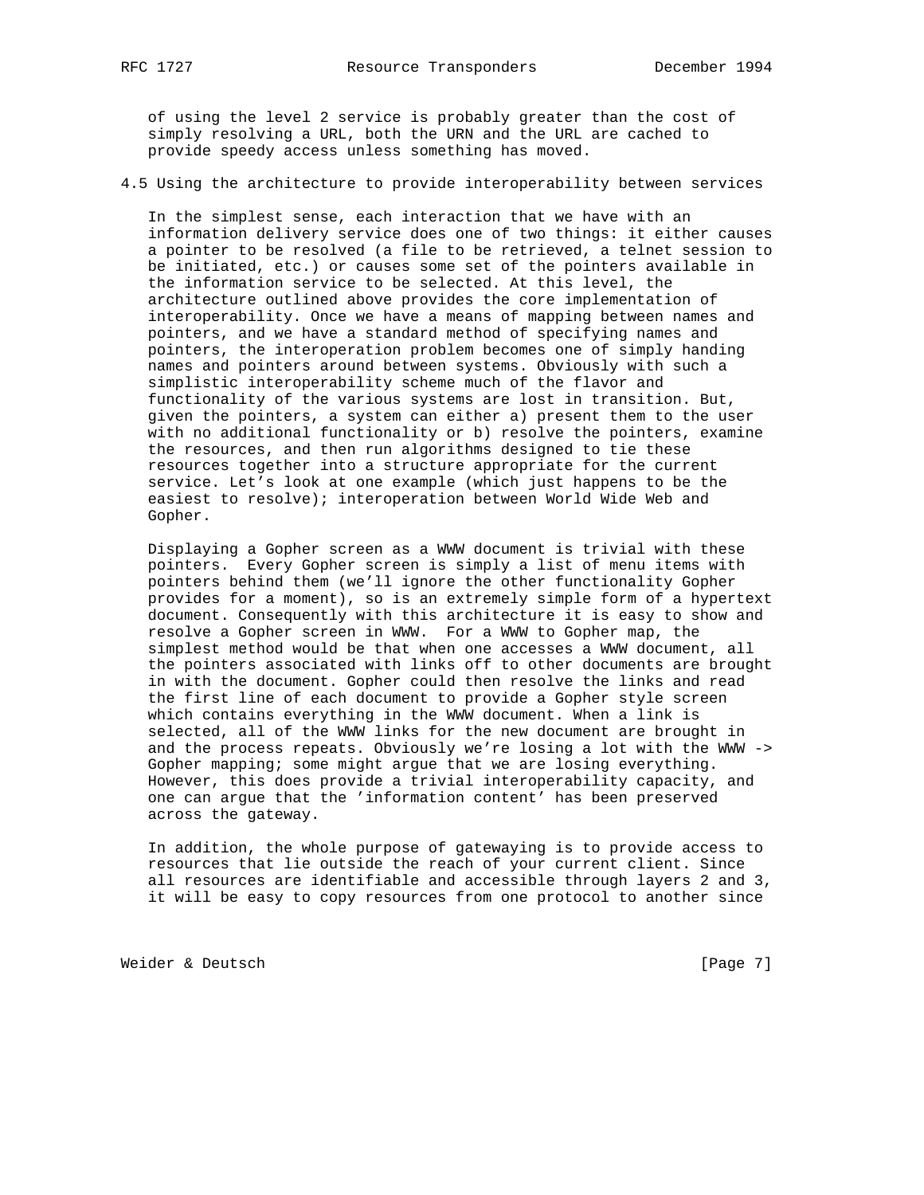of using the level 2 service is probably greater than the cost of simply resolving a URL, both the URN and the URL are cached to provide speedy access unless something has moved.

## 4.5 Using the architecture to provide interoperability between services

In the simplest sense, each interaction that we have with an information delivery service does one of two things: it either causes a pointer to be resolved (a file to be retrieved, a telnet session to be initiated, etc.) or causes some set of the pointers available in the information service to be selected. At this level, the architecture outlined above provides the core implementation of interoperability. Once we have a means of mapping between names and pointers, and we have a standard method of specifying names and pointers, the interoperation problem becomes one of simply handing names and pointers around between systems. Obviously with such a simplistic interoperability scheme much of the flavor and functionality of the various systems are lost in transition. But, given the pointers, a system can either a) present them to the user with no additional functionality or b) resolve the pointers, examine the resources, and then run algorithms designed to tie these resources together into a structure appropriate for the current service. Let's look at one example (which just happens to be the easiest to resolve); interoperation between World Wide Web and Gopher.

Displaying a Gopher screen as a WWW document is trivial with these pointers. Every Gopher screen is simply a list of menu items with pointers behind them (we'll ignore the other functionality Gopher provides for a moment), so is an extremely simple form of a hypertext document. Consequently with this architecture it is easy to show and resolve a Gopher screen in WWW. For a WWW to Gopher map, the simplest method would be that when one accesses a WWW document, all the pointers associated with links off to other documents are brought in with the document. Gopher could then resolve the links and read the first line of each document to provide a Gopher style screen which contains everything in the WWW document. When a link is selected, all of the WWW links for the new document are brought in and the process repeats. Obviously we're losing a lot with the WWW -> Gopher mapping; some might argue that we are losing everything. However, this does provide a trivial interoperability capacity, and one can argue that the 'information content' has been preserved across the gateway.

In addition, the whole purpose of gatewaying is to provide access to resources that lie outside the reach of your current client. Since all resources are identifiable and accessible through layers 2 and 3, it will be easy to copy resources from one protocol to another since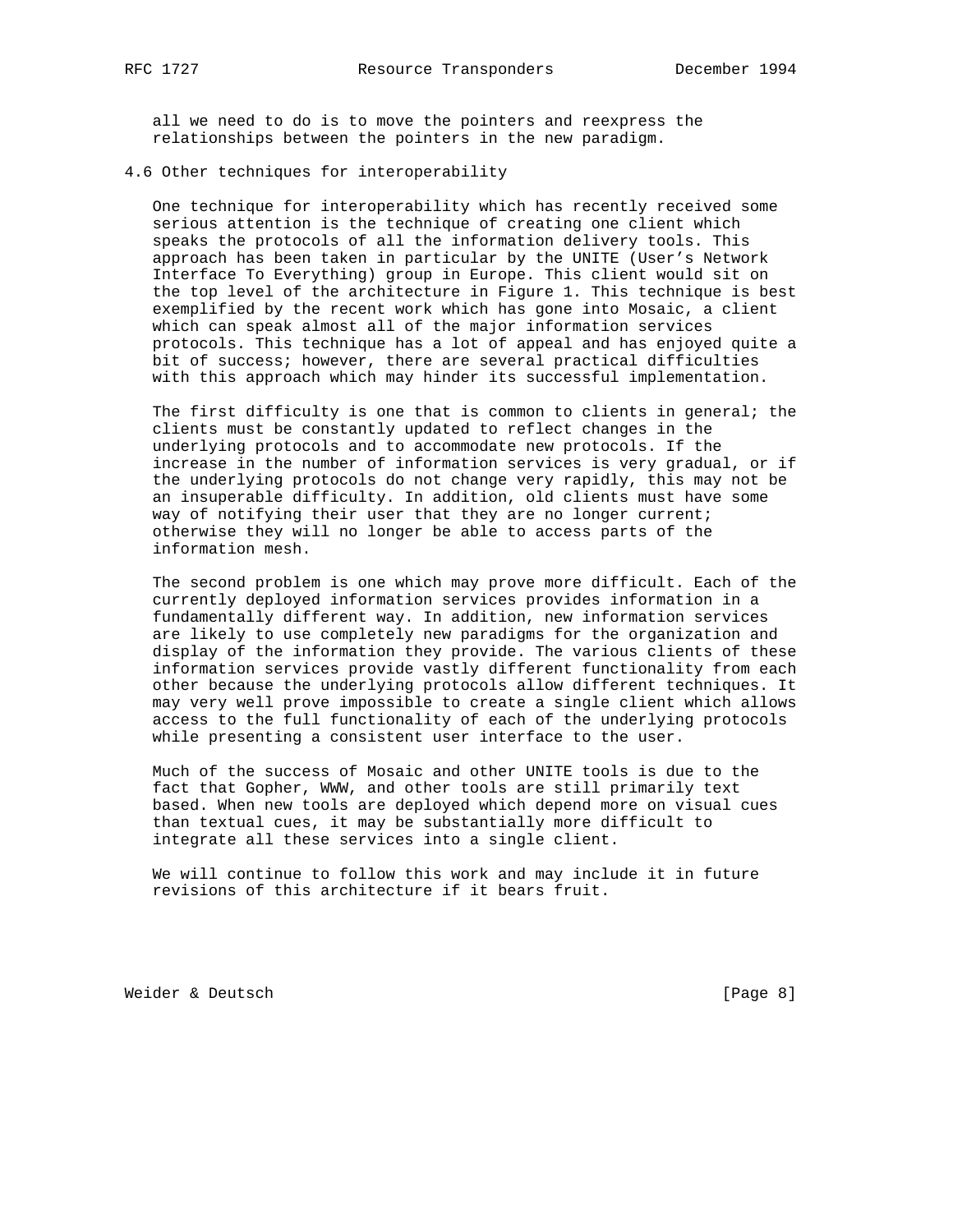all we need to do is to move the pointers and reexpress the relationships between the pointers in the new paradigm.

### 4.6 Other techniques for interoperability

One technique for interoperability which has recently received some serious attention is the technique of creating one client which speaks the protocols of all the information delivery tools. This approach has been taken in particular by the UNITE (User's Network Interface To Everything) group in Europe. This client would sit on the top level of the architecture in Figure 1. This technique is best exemplified by the recent work which has gone into Mosaic, a client which can speak almost all of the major information services protocols. This technique has a lot of appeal and has enjoyed quite a bit of success; however, there are several practical difficulties with this approach which may hinder its successful implementation.

The first difficulty is one that is common to clients in general; the clients must be constantly updated to reflect changes in the underlying protocols and to accommodate new protocols. If the increase in the number of information services is very gradual, or if the underlying protocols do not change very rapidly, this may not be an insuperable difficulty. In addition, old clients must have some way of notifying their user that they are no longer current; otherwise they will no longer be able to access parts of the information mesh.

The second problem is one which may prove more difficult. Each of the currently deployed information services provides information in a fundamentally different way. In addition, new information services are likely to use completely new paradigms for the organization and display of the information they provide. The various clients of these information services provide vastly different functionality from each other because the underlying protocols allow different techniques. It may very well prove impossible to create a single client which allows access to the full functionality of each of the underlying protocols while presenting a consistent user interface to the user.

Much of the success of Mosaic and other UNITE tools is due to the fact that Gopher, WWW, and other tools are still primarily text based. When new tools are deployed which depend more on visual cues than textual cues, it may be substantially more difficult to integrate all these services into a single client.

We will continue to follow this work and may include it in future revisions of this architecture if it bears fruit.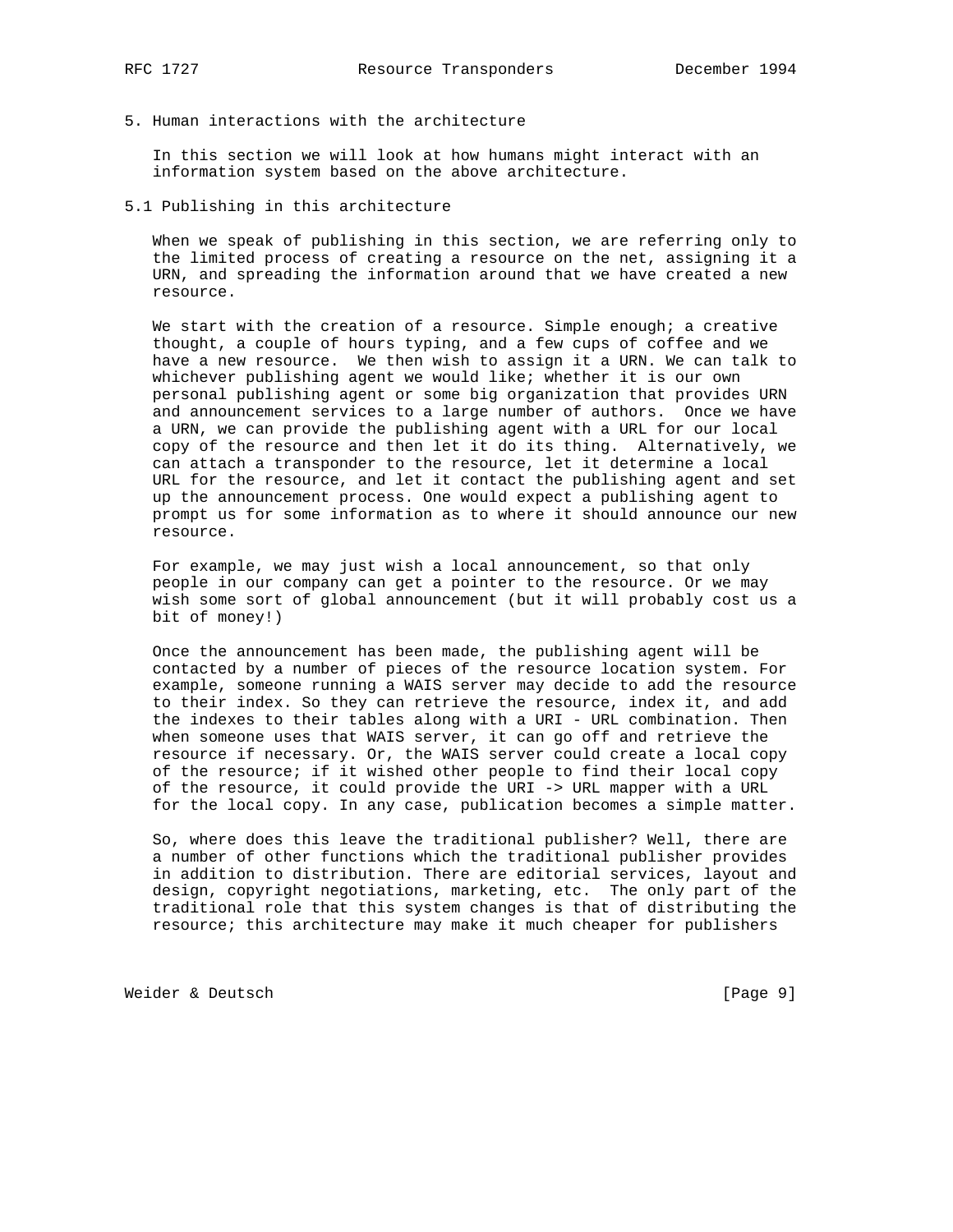## 5. Human interactions with the architecture

In this section we will look at how humans might interact with an information system based on the above architecture.

### 5.1 Publishing in this architecture

When we speak of publishing in this section, we are referring only to the limited process of creating a resource on the net, assigning it a URN, and spreading the information around that we have created a new resource.

We start with the creation of a resource. Simple enough; a creative thought, a couple of hours typing, and a few cups of coffee and we have a new resource. We then wish to assign it a URN. We can talk to whichever publishing agent we would like; whether it is our own personal publishing agent or some big organization that provides URN and announcement services to a large number of authors. Once we have a URN, we can provide the publishing agent with a URL for our local copy of the resource and then let it do its thing. Alternatively, we can attach a transponder to the resource, let it determine a local URL for the resource, and let it contact the publishing agent and set up the announcement process. One would expect a publishing agent to prompt us for some information as to where it should announce our new resource.

For example, we may just wish a local announcement, so that only people in our company can get a pointer to the resource. Or we may wish some sort of global announcement (but it will probably cost us a bit of money!)

Once the announcement has been made, the publishing agent will be contacted by a number of pieces of the resource location system. For example, someone running a WAIS server may decide to add the resource to their index. So they can retrieve the resource, index it, and add the indexes to their tables along with a URI - URL combination. Then when someone uses that WAIS server, it can go off and retrieve the resource if necessary. Or, the WAIS server could create a local copy of the resource; if it wished other people to find their local copy of the resource, it could provide the URI -> URL mapper with a URL for the local copy. In any case, publication becomes a simple matter.

So, where does this leave the traditional publisher? Well, there are a number of other functions which the traditional publisher provides in addition to distribution. There are editorial services, layout and design, copyright negotiations, marketing, etc. The only part of the traditional role that this system changes is that of distributing the resource; this architecture may make it much cheaper for publishers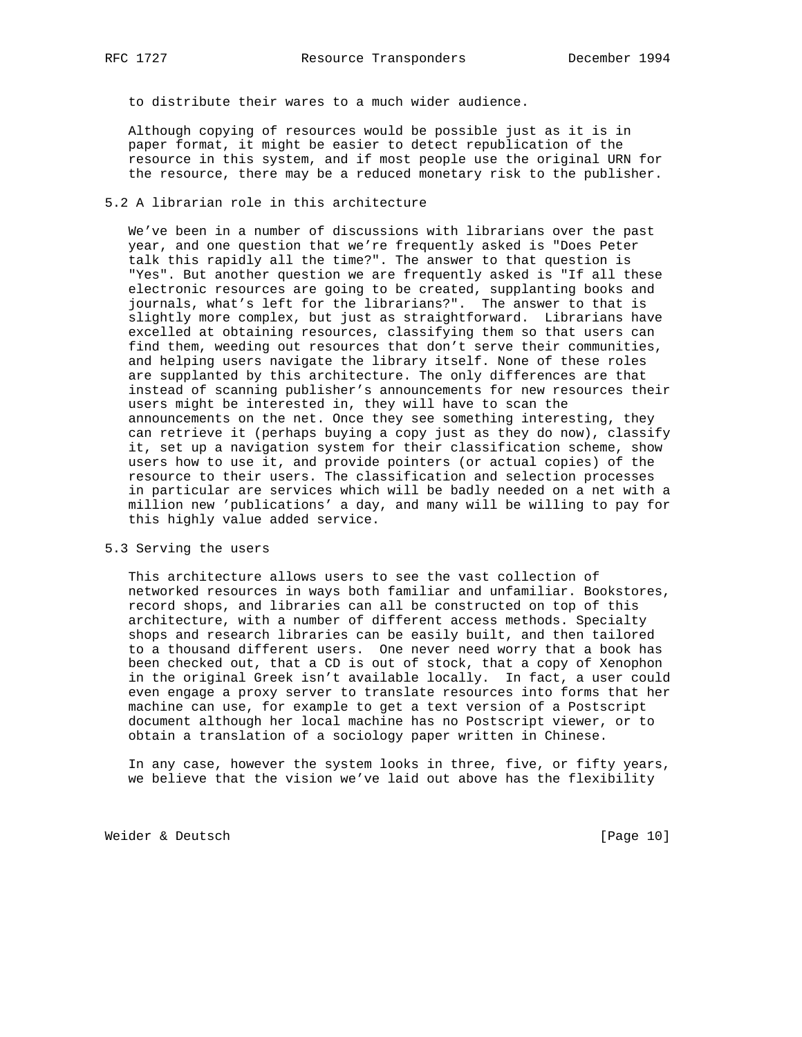to distribute their wares to a much wider audience.

Although copying of resources would be possible just as it is in paper format, it might be easier to detect republication of the resource in this system, and if most people use the original URN for the resource, there may be a reduced monetary risk to the publisher.

### 5.2 A librarian role in this architecture

We've been in a number of discussions with librarians over the past year, and one question that we're frequently asked is "Does Peter talk this rapidly all the time?". The answer to that question is "Yes". But another question we are frequently asked is "If all these electronic resources are going to be created, supplanting books and journals, what's left for the librarians?". The answer to that is slightly more complex, but just as straightforward. Librarians have excelled at obtaining resources, classifying them so that users can find them, weeding out resources that don't serve their communities, and helping users navigate the library itself. None of these roles are supplanted by this architecture. The only differences are that instead of scanning publisher's announcements for new resources their users might be interested in, they will have to scan the announcements on the net. Once they see something interesting, they can retrieve it (perhaps buying a copy just as they do now), classify it, set up a navigation system for their classification scheme, show users how to use it, and provide pointers (or actual copies) of the resource to their users. The classification and selection processes in particular are services which will be badly needed on a net with a million new 'publications' a day, and many will be willing to pay for this highly value added service.

### 5.3 Serving the users

This architecture allows users to see the vast collection of networked resources in ways both familiar and unfamiliar. Bookstores, record shops, and libraries can all be constructed on top of this architecture, with a number of different access methods. Specialty shops and research libraries can be easily built, and then tailored to a thousand different users. One never need worry that a book has been checked out, that a CD is out of stock, that a copy of Xenophon in the original Greek isn't available locally. In fact, a user could even engage a proxy server to translate resources into forms that her machine can use, for example to get a text version of a Postscript document although her local machine has no Postscript viewer, or to obtain a translation of a sociology paper written in Chinese.

In any case, however the system looks in three, five, or fifty years, we believe that the vision we've laid out above has the flexibility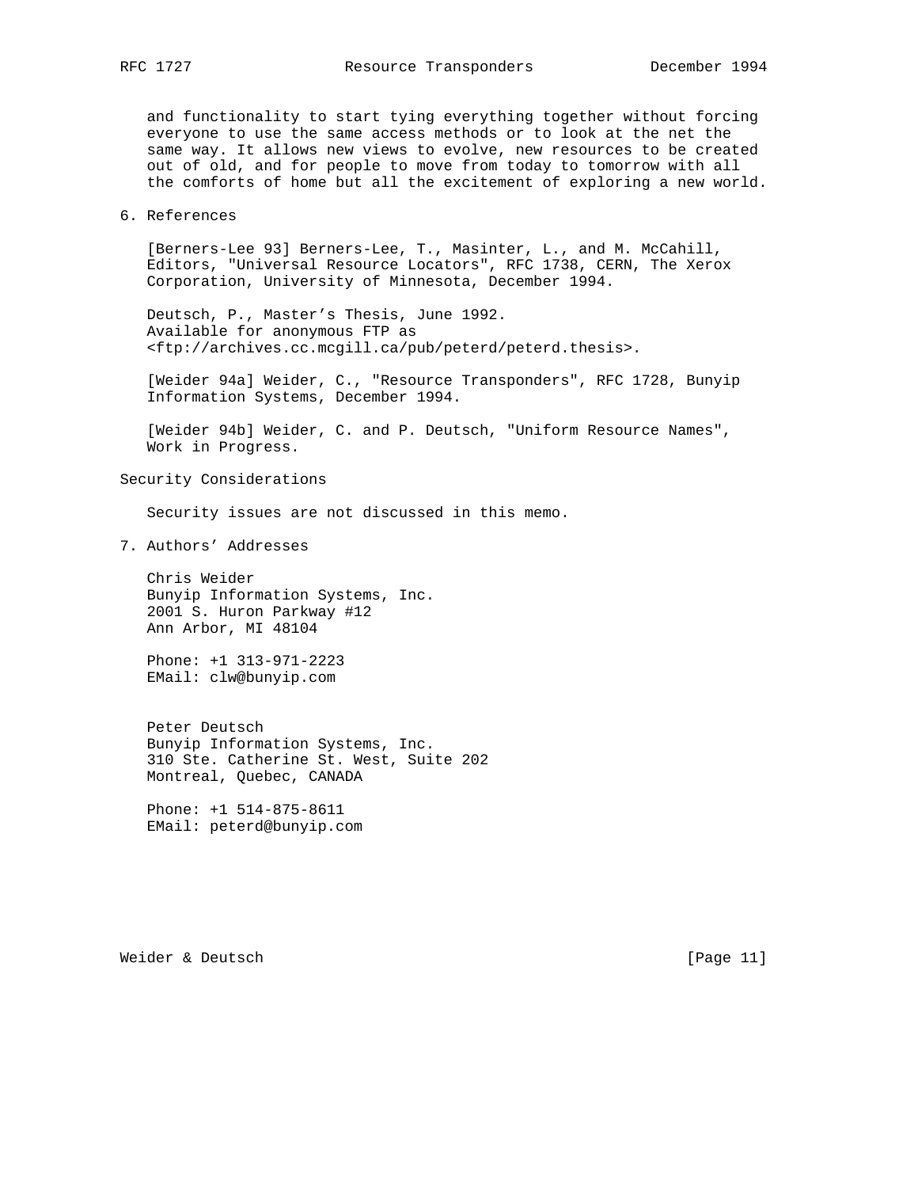and functionality to start tying everything together without forcing everyone to use the same access methods or to look at the net the same way. It allows new views to evolve, new resources to be created out of old, and for people to move from today to tomorrow with all the comforts of home but all the excitement of exploring a new world.

## 6. References

[Berners-Lee 93] Berners-Lee, T., Masinter, L., and M. McCahill, Editors, "Universal Resource Locators", RFC 1738, CERN, The Xerox Corporation, University of Minnesota, December 1994.

Deutsch, P., Master's Thesis, June 1992. Available for anonymous FTP as <ftp://archives.cc.mcgill.ca/pub/peterd/peterd.thesis>.

[Weider 94a] Weider, C., "Resource Transponders", RFC 1728, Bunyip Information Systems, December 1994.

[Weider 94b] Weider, C. and P. Deutsch, "Uniform Resource Names", Work in Progress.

## Security Considerations

Security issues are not discussed in this memo.

## 7. Authors' Addresses

Chris Weider
Bunyip Information Systems, Inc.
2001 S. Huron Parkway #12
Ann Arbor, MI 48104

Phone: +1 313-971-2223
EMail: clw@bunyip.com

Peter Deutsch
Bunyip Information Systems, Inc.
310 Ste. Catherine St. West, Suite 202
Montreal, Quebec, CANADA

Phone: +1 514-875-8611
EMail: peterd@bunyip.com